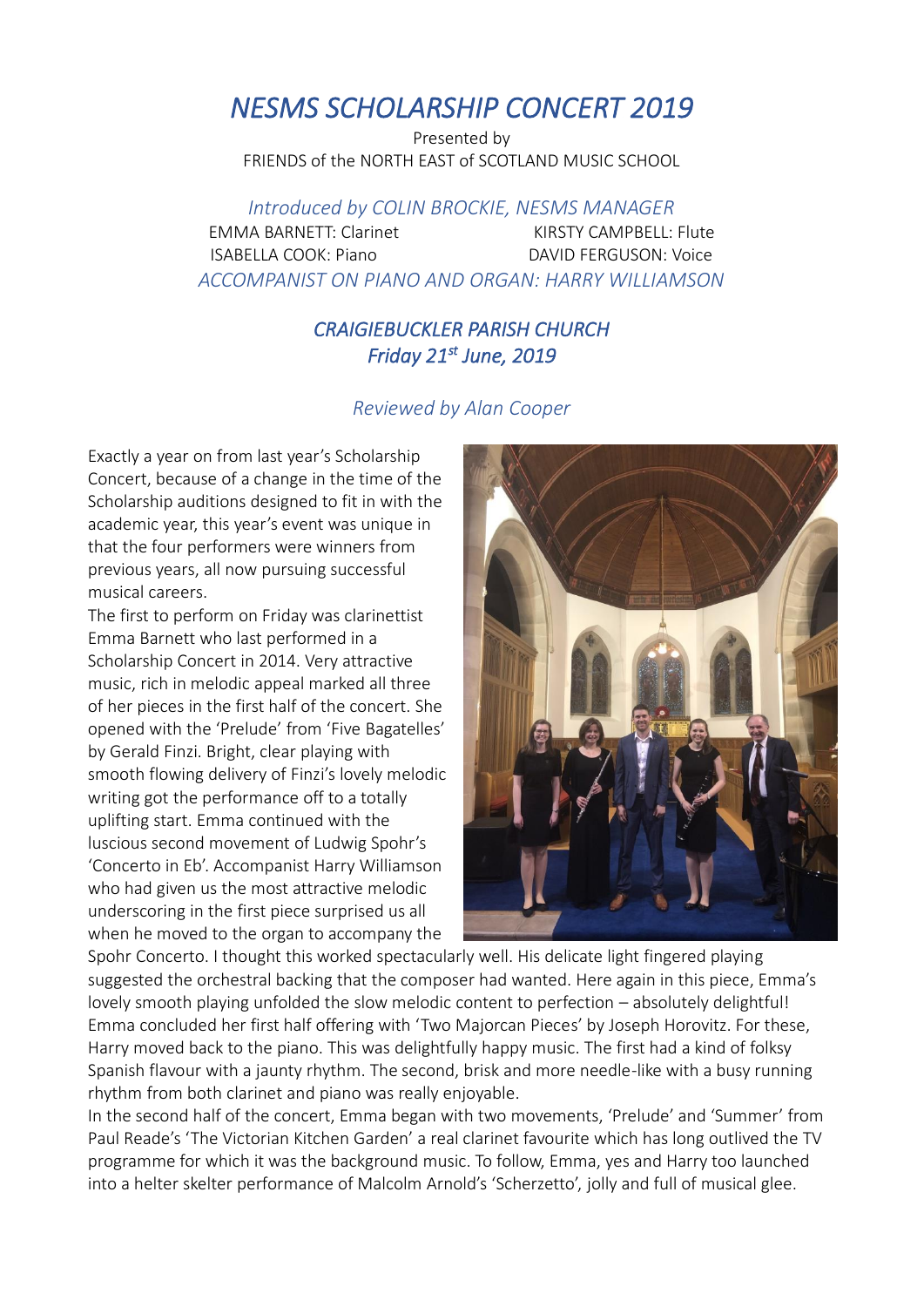# *NESMS SCHOLARSHIP CONCERT 2019*

Presented by
FRIENDS of the NORTH EAST of SCOTLAND MUSIC SCHOOL

*Introduced by COLIN BROCKIE, NESMS MANAGER*

EMMA BARNETT: Clarinet
KIRSTY CAMPBELL: Flute
ISABELLA COOK: Piano
DAVID FERGUSON: Voice

*ACCOMPANIST ON PIANO AND ORGAN: HARRY WILLIAMSON*

***CRAIGIEBUCKLER PARISH CHURCH***
***Friday 21st June, 2019***

*Reviewed by Alan Cooper*

Exactly a year on from last year's Scholarship Concert, because of a change in the time of the Scholarship auditions designed to fit in with the academic year, this year's event was unique in that the four performers were winners from previous years, all now pursuing successful musical careers.

The first to perform on Friday was clarinettist Emma Barnett who last performed in a Scholarship Concert in 2014. Very attractive music, rich in melodic appeal marked all three of her pieces in the first half of the concert. She opened with the 'Prelude' from 'Five Bagatelles' by Gerald Finzi. Bright, clear playing with smooth flowing delivery of Finzi's lovely melodic writing got the performance off to a totally uplifting start. Emma continued with the luscious second movement of Ludwig Spohr's 'Concerto in Eb'. Accompanist Harry Williamson who had given us the most attractive melodic underscoring in the first piece surprised us all when he moved to the organ to accompany the Spohr Concerto. I thought this worked spectacularly well. His delicate light fingered playing suggested the orchestral backing that the composer had wanted. Here again in this piece, Emma's lovely smooth playing unfolded the slow melodic content to perfection – absolutely delightful! Emma concluded her first half offering with 'Two Majorcan Pieces' by Joseph Horovitz. For these, Harry moved back to the piano. This was delightfully happy music. The first had a kind of folksy Spanish flavour with a jaunty rhythm. The second, brisk and more needle-like with a busy running rhythm from both clarinet and piano was really enjoyable.

In the second half of the concert, Emma began with two movements, 'Prelude' and 'Summer' from Paul Reade's 'The Victorian Kitchen Garden' a real clarinet favourite which has long outlived the TV programme for which it was the background music. To follow, Emma, yes and Harry too launched into a helter skelter performance of Malcolm Arnold's 'Scherzetto', jolly and full of musical glee.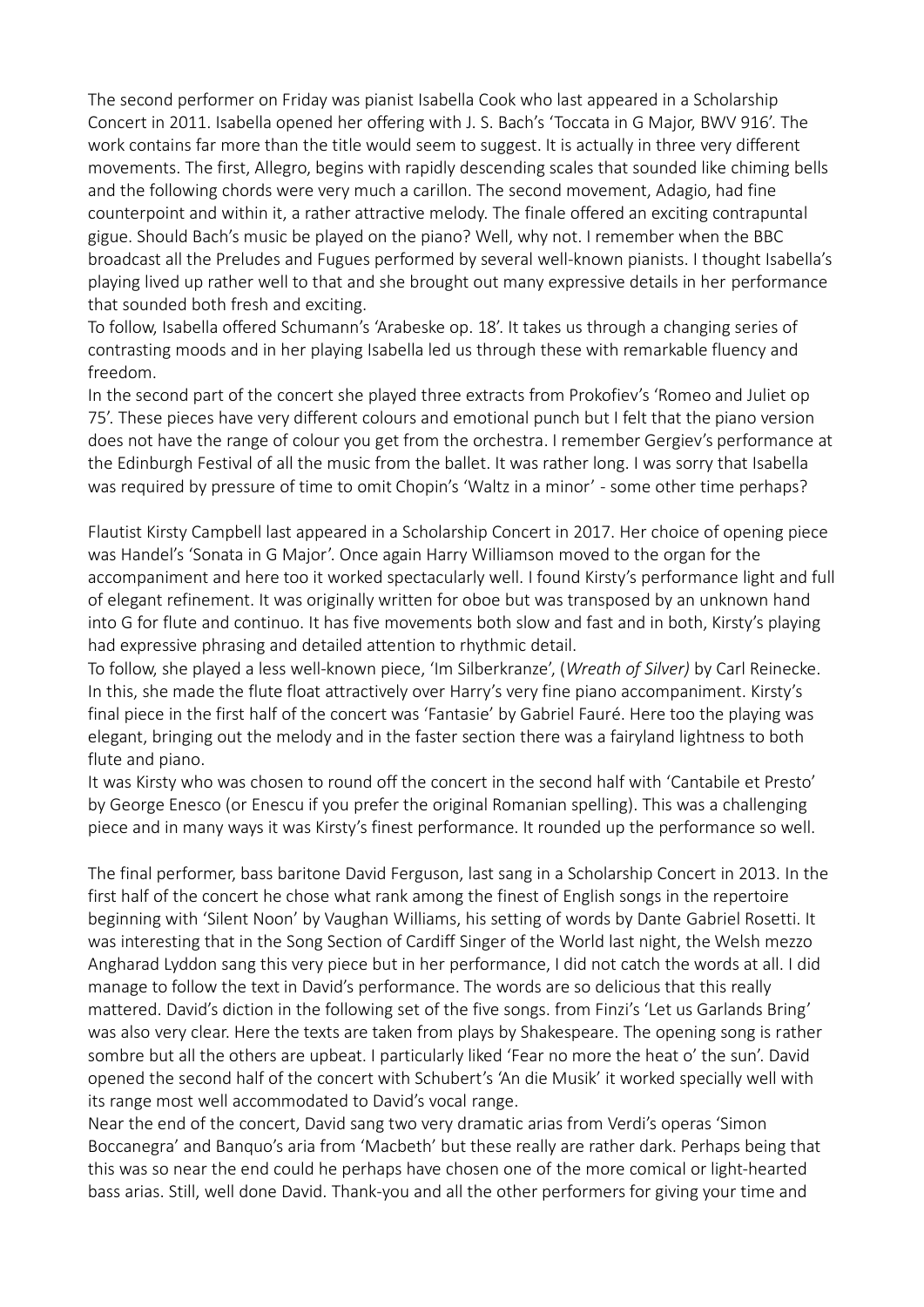The second performer on Friday was pianist Isabella Cook who last appeared in a Scholarship Concert in 2011. Isabella opened her offering with J. S. Bach's 'Toccata in G Major, BWV 916'. The work contains far more than the title would seem to suggest. It is actually in three very different movements. The first, Allegro, begins with rapidly descending scales that sounded like chiming bells and the following chords were very much a carillon. The second movement, Adagio, had fine counterpoint and within it, a rather attractive melody. The finale offered an exciting contrapuntal gigue. Should Bach's music be played on the piano? Well, why not. I remember when the BBC broadcast all the Preludes and Fugues performed by several well-known pianists. I thought Isabella's playing lived up rather well to that and she brought out many expressive details in her performance that sounded both fresh and exciting.

To follow, Isabella offered Schumann's 'Arabeske op. 18'. It takes us through a changing series of contrasting moods and in her playing Isabella led us through these with remarkable fluency and freedom.

In the second part of the concert she played three extracts from Prokofiev's 'Romeo and Juliet op 75'. These pieces have very different colours and emotional punch but I felt that the piano version does not have the range of colour you get from the orchestra. I remember Gergiev's performance at the Edinburgh Festival of all the music from the ballet. It was rather long. I was sorry that Isabella was required by pressure of time to omit Chopin's 'Waltz in a minor' - some other time perhaps?

Flautist Kirsty Campbell last appeared in a Scholarship Concert in 2017. Her choice of opening piece was Handel's 'Sonata in G Major'. Once again Harry Williamson moved to the organ for the accompaniment and here too it worked spectacularly well. I found Kirsty's performance light and full of elegant refinement. It was originally written for oboe but was transposed by an unknown hand into G for flute and continuo. It has five movements both slow and fast and in both, Kirsty's playing had expressive phrasing and detailed attention to rhythmic detail.

To follow, she played a less well-known piece, 'Im Silberkranze', (*Wreath of Silver)* by Carl Reinecke. In this, she made the flute float attractively over Harry's very fine piano accompaniment. Kirsty's final piece in the first half of the concert was 'Fantasie' by Gabriel Fauré. Here too the playing was elegant, bringing out the melody and in the faster section there was a fairyland lightness to both flute and piano.

It was Kirsty who was chosen to round off the concert in the second half with 'Cantabile et Presto' by George Enesco (or Enescu if you prefer the original Romanian spelling). This was a challenging piece and in many ways it was Kirsty's finest performance. It rounded up the performance so well.

The final performer, bass baritone David Ferguson, last sang in a Scholarship Concert in 2013. In the first half of the concert he chose what rank among the finest of English songs in the repertoire beginning with 'Silent Noon' by Vaughan Williams, his setting of words by Dante Gabriel Rosetti. It was interesting that in the Song Section of Cardiff Singer of the World last night, the Welsh mezzo Angharad Lyddon sang this very piece but in her performance, I did not catch the words at all. I did manage to follow the text in David's performance. The words are so delicious that this really mattered. David's diction in the following set of the five songs. from Finzi's 'Let us Garlands Bring' was also very clear. Here the texts are taken from plays by Shakespeare. The opening song is rather sombre but all the others are upbeat. I particularly liked 'Fear no more the heat o' the sun'. David opened the second half of the concert with Schubert's 'An die Musik' it worked specially well with its range most well accommodated to David's vocal range.

Near the end of the concert, David sang two very dramatic arias from Verdi's operas 'Simon Boccanegra' and Banquo's aria from 'Macbeth' but these really are rather dark. Perhaps being that this was so near the end could he perhaps have chosen one of the more comical or light-hearted bass arias. Still, well done David. Thank-you and all the other performers for giving your time and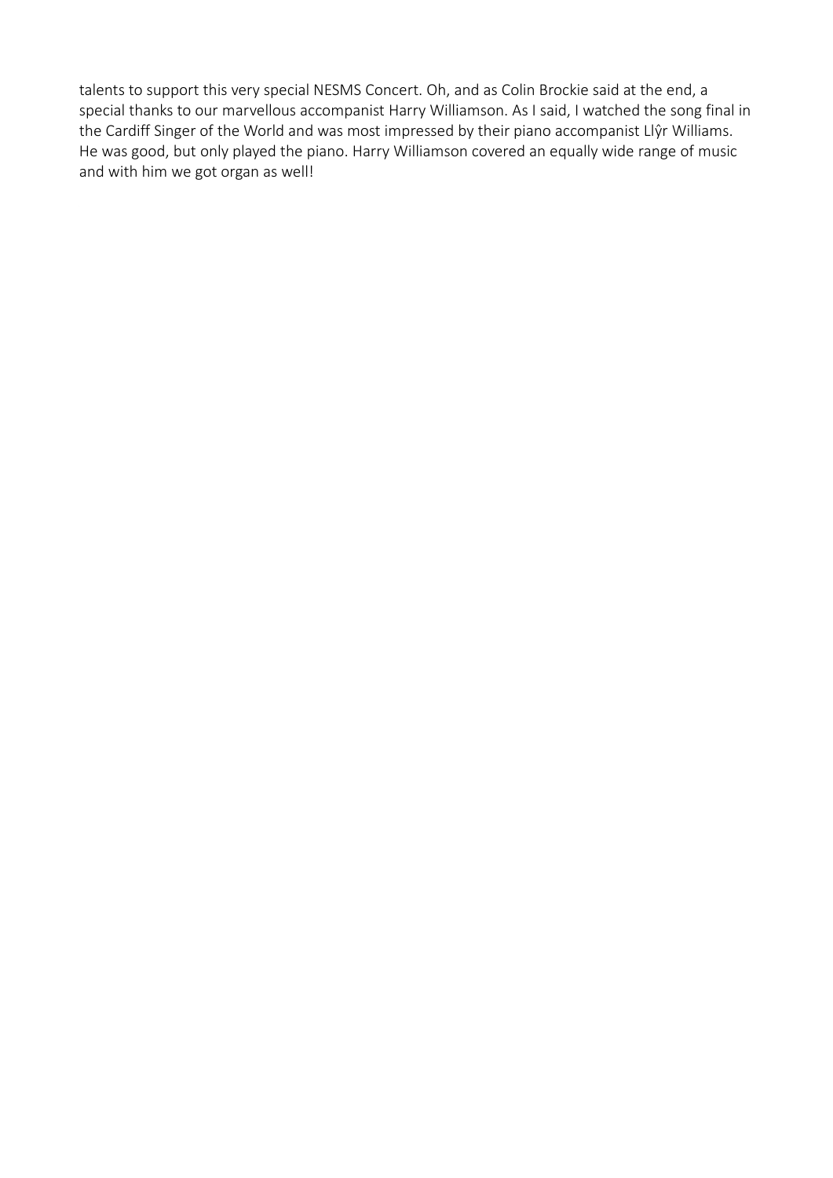talents to support this very special NESMS Concert. Oh, and as Colin Brockie said at the end, a special thanks to our marvellous accompanist Harry Williamson. As I said, I watched the song final in the Cardiff Singer of the World and was most impressed by their piano accompanist Llŷr Williams. He was good, but only played the piano. Harry Williamson covered an equally wide range of music and with him we got organ as well!